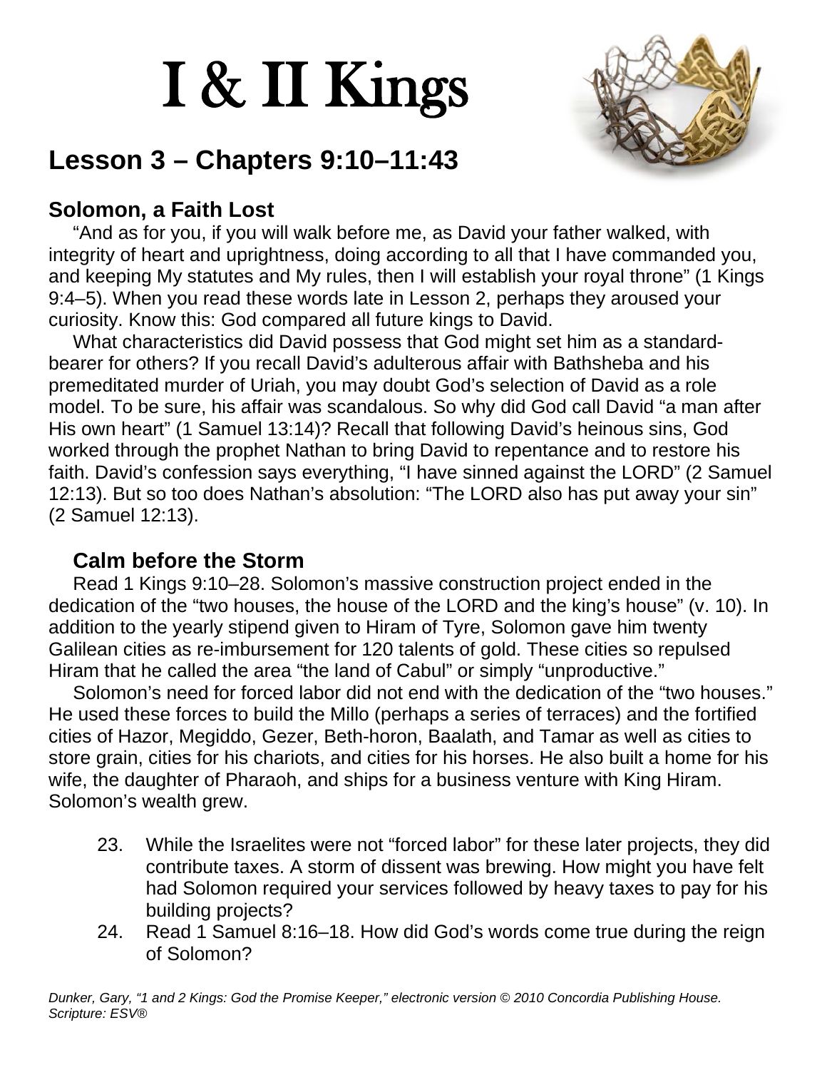# I & II Kings

## Lesson 3 – Chapters 9:10–11:43

### Solomon, a Faith Lost

"And as for you, if you will walk before me, as David your father walked, with integrity of heart and uprightness, doing according to all that I have commanded you, and keeping My statutes and My rules, then I will establish your royal throne" (1 Kings 9:4–5). When you read these words late in Lesson 2, perhaps they aroused your curiosity. Know this: God compared all future kings to David.

What characteristics did David possess that God might set him as a standard-bearer for others? If you recall David's adulterous affair with Bathsheba and his premeditated murder of Uriah, you may doubt God's selection of David as a role model. To be sure, his affair was scandalous. So why did God call David "a man after His own heart" (1 Samuel 13:14)? Recall that following David's heinous sins, God worked through the prophet Nathan to bring David to repentance and to restore his faith. David's confession says everything, "I have sinned against the LORD" (2 Samuel 12:13). But so too does Nathan's absolution: "The LORD also has put away your sin" (2 Samuel 12:13).

### Calm before the Storm

Read 1 Kings 9:10–28. Solomon's massive construction project ended in the dedication of the "two houses, the house of the LORD and the king's house" (v. 10). In addition to the yearly stipend given to Hiram of Tyre, Solomon gave him twenty Galilean cities as re-imbursement for 120 talents of gold. These cities so repulsed Hiram that he called the area "the land of Cabul" or simply "unproductive."

Solomon's need for forced labor did not end with the dedication of the "two houses." He used these forces to build the Millo (perhaps a series of terraces) and the fortified cities of Hazor, Megiddo, Gezer, Beth-horon, Baalath, and Tamar as well as cities to store grain, cities for his chariots, and cities for his horses. He also built a home for his wife, the daughter of Pharaoh, and ships for a business venture with King Hiram. Solomon's wealth grew.

23. While the Israelites were not "forced labor" for these later projects, they did contribute taxes. A storm of dissent was brewing. How might you have felt had Solomon required your services followed by heavy taxes to pay for his building projects?
24. Read 1 Samuel 8:16–18. How did God's words come true during the reign of Solomon?

*Dunker, Gary, "1 and 2 Kings: God the Promise Keeper," electronic version © 2010 Concordia Publishing House. Scripture: ESV®*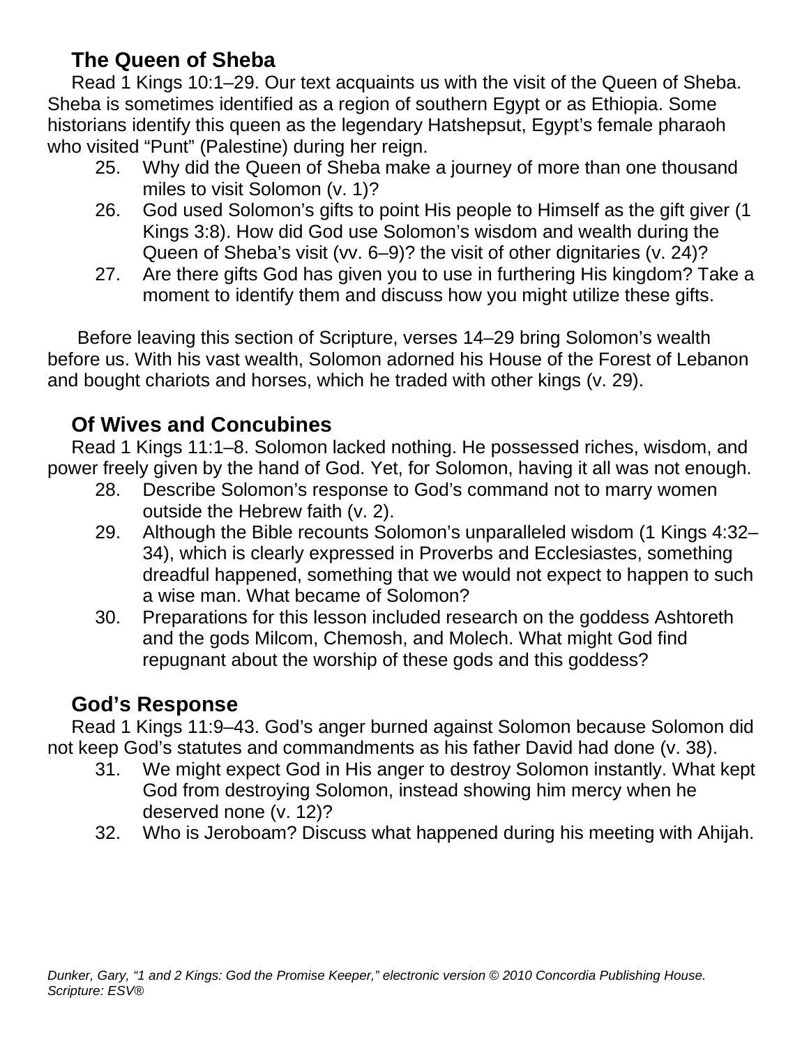## The Queen of Sheba

Read 1 Kings 10:1–29. Our text acquaints us with the visit of the Queen of Sheba. Sheba is sometimes identified as a region of southern Egypt or as Ethiopia. Some historians identify this queen as the legendary Hatshepsut, Egypt's female pharaoh who visited "Punt" (Palestine) during her reign.

25. Why did the Queen of Sheba make a journey of more than one thousand miles to visit Solomon (v. 1)?
26. God used Solomon's gifts to point His people to Himself as the gift giver (1 Kings 3:8). How did God use Solomon's wisdom and wealth during the Queen of Sheba's visit (vv. 6–9)? the visit of other dignitaries (v. 24)?
27. Are there gifts God has given you to use in furthering His kingdom? Take a moment to identify them and discuss how you might utilize these gifts.

Before leaving this section of Scripture, verses 14–29 bring Solomon's wealth before us. With his vast wealth, Solomon adorned his House of the Forest of Lebanon and bought chariots and horses, which he traded with other kings (v. 29).

## Of Wives and Concubines

Read 1 Kings 11:1–8. Solomon lacked nothing. He possessed riches, wisdom, and power freely given by the hand of God. Yet, for Solomon, having it all was not enough.

28. Describe Solomon's response to God's command not to marry women outside the Hebrew faith (v. 2).
29. Although the Bible recounts Solomon's unparalleled wisdom (1 Kings 4:32–34), which is clearly expressed in Proverbs and Ecclesiastes, something dreadful happened, something that we would not expect to happen to such a wise man. What became of Solomon?
30. Preparations for this lesson included research on the goddess Ashtoreth and the gods Milcom, Chemosh, and Molech. What might God find repugnant about the worship of these gods and this goddess?

## God's Response

Read 1 Kings 11:9–43. God's anger burned against Solomon because Solomon did not keep God's statutes and commandments as his father David had done (v. 38).

31. We might expect God in His anger to destroy Solomon instantly. What kept God from destroying Solomon, instead showing him mercy when he deserved none (v. 12)?
32. Who is Jeroboam? Discuss what happened during his meeting with Ahijah.

*Dunker, Gary, "1 and 2 Kings: God the Promise Keeper," electronic version © 2010 Concordia Publishing House. Scripture: ESV®*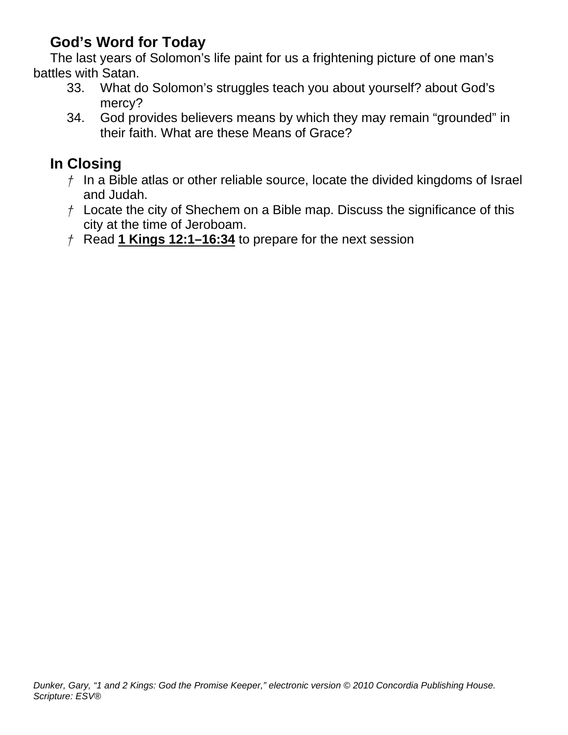## God's Word for Today

The last years of Solomon's life paint for us a frightening picture of one man's battles with Satan.

33. What do Solomon's struggles teach you about yourself? about God's mercy?
34. God provides believers means by which they may remain "grounded" in their faith. What are these Means of Grace?

## In Closing

- † In a Bible atlas or other reliable source, locate the divided kingdoms of Israel and Judah.
- † Locate the city of Shechem on a Bible map. Discuss the significance of this city at the time of Jeroboam.
- † Read **1 Kings 12:1–16:34** to prepare for the next session

*Dunker, Gary, "1 and 2 Kings: God the Promise Keeper," electronic version © 2010 Concordia Publishing House. Scripture: ESV®*